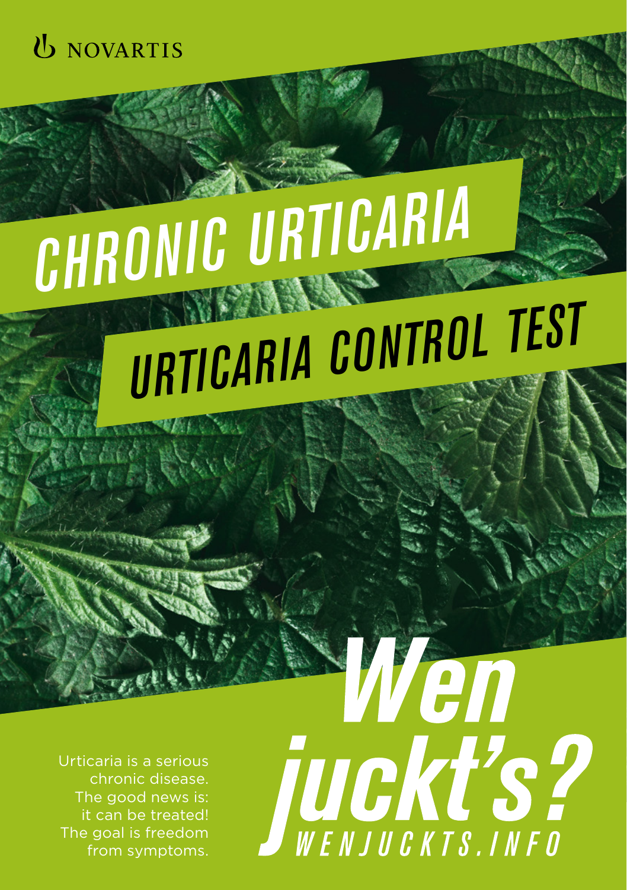NOVARTIS

# CHRONIC URTICARIA

# URTICARIA CONTROL TEST

Urticaria is a serious chronic disease. The good news is: it can be treated! The goal is freedom from symptoms.

**Wen juckt's?**

WENJUCKTS.INFO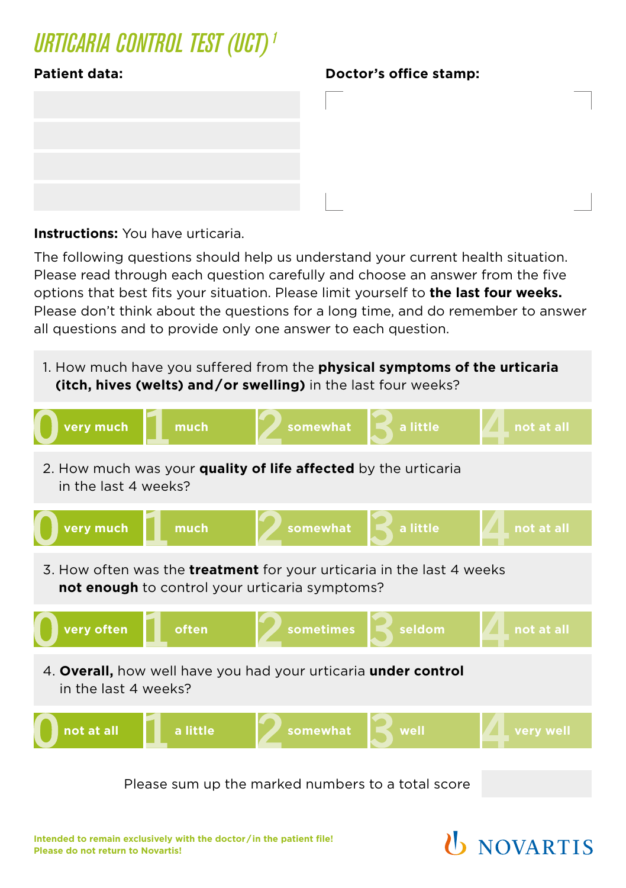# URTICARIA CONTROL TEST (UCT)[1]

**Patient data:**

**Doctor's office stamp:**

**Instructions:** You have urticaria.

The following questions should help us understand your current health situation. Please read through each question carefully and choose an answer from the five options that best fits your situation. Please limit yourself to **the last four weeks.** Please don't think about the questions for a long time, and do remember to answer all questions and to provide only one answer to each question.

1. How much have you suffered from the **physical symptoms of the urticaria (itch, hives (welts) and/or swelling)** in the last four weeks?

| 0 | 1 | 2 | 3 | 4 |
|---|---|---|---|---|
| very much | much | somewhat | a little | not at all |

2. How much was your **quality of life affected** by the urticaria in the last 4 weeks?

| 0 | 1 | 2 | 3 | 4 |
|---|---|---|---|---|
| very much | much | somewhat | a little | not at all |

3. How often was the **treatment** for your urticaria in the last 4 weeks **not enough** to control your urticaria symptoms?

| 0 | 1 | 2 | 3 | 4 |
|---|---|---|---|---|
| very often | often | sometimes | seldom | not at all |

4. **Overall,** how well have you had your urticaria **under control** in the last 4 weeks?

| 0 | 1 | 2 | 3 | 4 |
|---|---|---|---|---|
| not at all | a little | somewhat | well | very well |

Please sum up the marked numbers to a total score

**Intended to remain exclusively with the doctor/in the patient file!**
**Please do not return to Novartis!**

NOVARTIS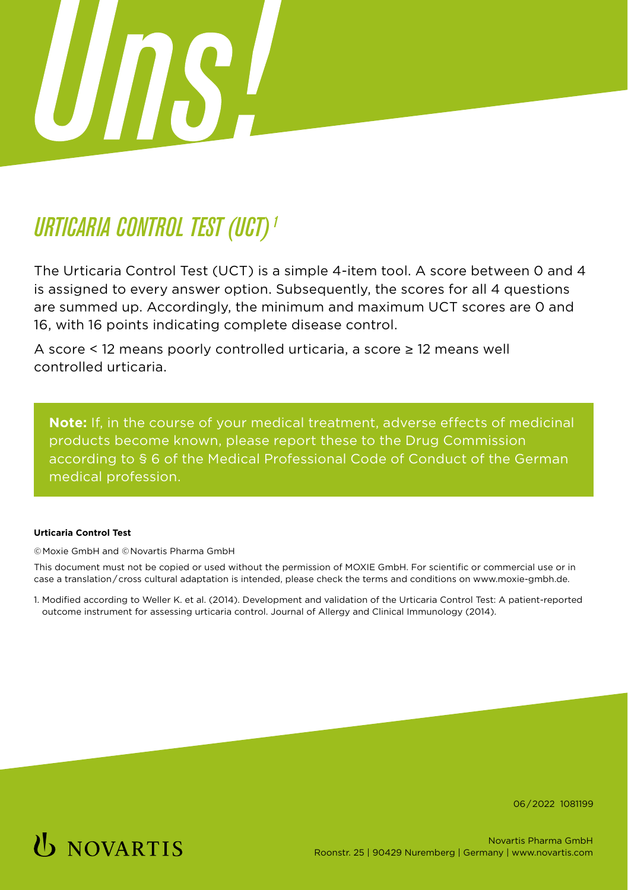# Uns!

## URTICARIA CONTROL TEST (UCT) [1]

The Urticaria Control Test (UCT) is a simple 4-item tool. A score between 0 and 4 is assigned to every answer option. Subsequently, the scores for all 4 questions are summed up. Accordingly, the minimum and maximum UCT scores are 0 and 16, with 16 points indicating complete disease control.

A score < 12 means poorly controlled urticaria, a score ≥ 12 means well controlled urticaria.

**Note:** If, in the course of your medical treatment, adverse effects of medicinal products become known, please report these to the Drug Commission according to § 6 of the Medical Professional Code of Conduct of the German medical profession.

**Urticaria Control Test**

© Moxie GmbH and © Novartis Pharma GmbH

This document must not be copied or used without the permission of MOXIE GmbH. For scientific or commercial use or in case a translation / cross cultural adaptation is intended, please check the terms and conditions on www.moxie-gmbh.de.

1. Modified according to Weller K. et al. (2014). Development and validation of the Urticaria Control Test: A patient-reported outcome instrument for assessing urticaria control. Journal of Allergy and Clinical Immunology (2014).

06 / 2022 1081199

NOVARTIS

Novartis Pharma GmbH
Roonstr. 25 | 90429 Nuremberg | Germany | www.novartis.com